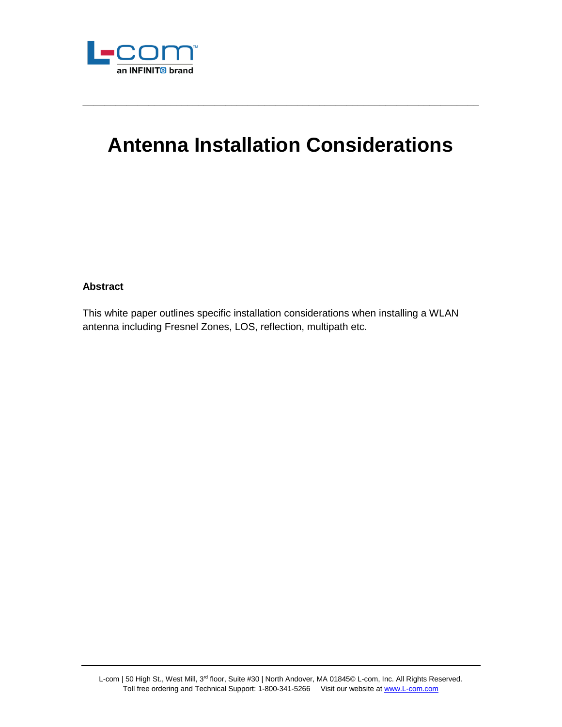# Antenna Installation Considerations

**Abstract**

This white paper outlines specific installation considerations when installing a WLAN antenna including Fresnel Zones, LOS, reflection, multipath etc.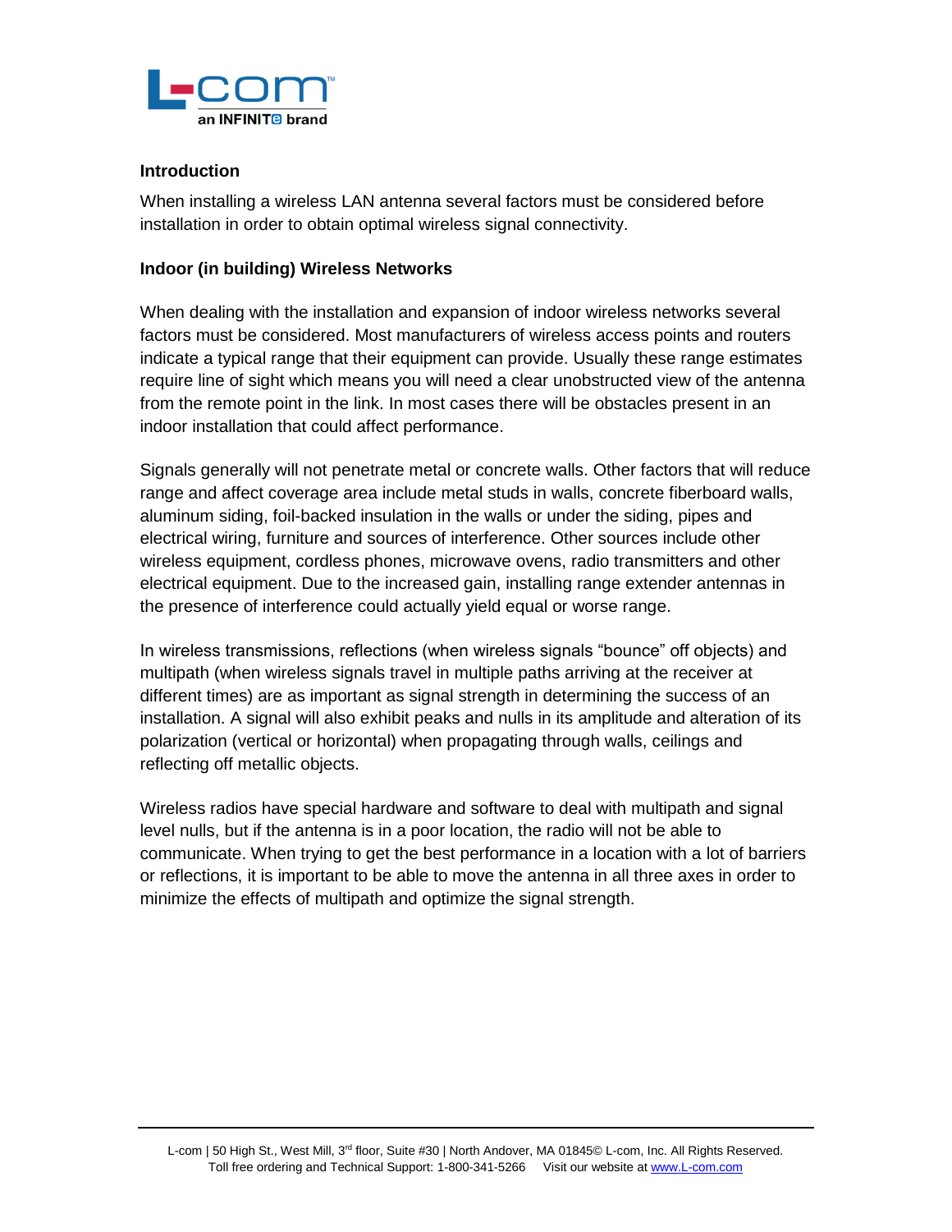## Introduction

When installing a wireless LAN antenna several factors must be considered before installation in order to obtain optimal wireless signal connectivity.

## Indoor (in building) Wireless Networks

When dealing with the installation and expansion of indoor wireless networks several factors must be considered. Most manufacturers of wireless access points and routers indicate a typical range that their equipment can provide. Usually these range estimates require line of sight which means you will need a clear unobstructed view of the antenna from the remote point in the link. In most cases there will be obstacles present in an indoor installation that could affect performance.

Signals generally will not penetrate metal or concrete walls. Other factors that will reduce range and affect coverage area include metal studs in walls, concrete fiberboard walls, aluminum siding, foil-backed insulation in the walls or under the siding, pipes and electrical wiring, furniture and sources of interference. Other sources include other wireless equipment, cordless phones, microwave ovens, radio transmitters and other electrical equipment. Due to the increased gain, installing range extender antennas in the presence of interference could actually yield equal or worse range.

In wireless transmissions, reflections (when wireless signals “bounce” off objects) and multipath (when wireless signals travel in multiple paths arriving at the receiver at different times) are as important as signal strength in determining the success of an installation. A signal will also exhibit peaks and nulls in its amplitude and alteration of its polarization (vertical or horizontal) when propagating through walls, ceilings and reflecting off metallic objects.

Wireless radios have special hardware and software to deal with multipath and signal level nulls, but if the antenna is in a poor location, the radio will not be able to communicate. When trying to get the best performance in a location with a lot of barriers or reflections, it is important to be able to move the antenna in all three axes in order to minimize the effects of multipath and optimize the signal strength.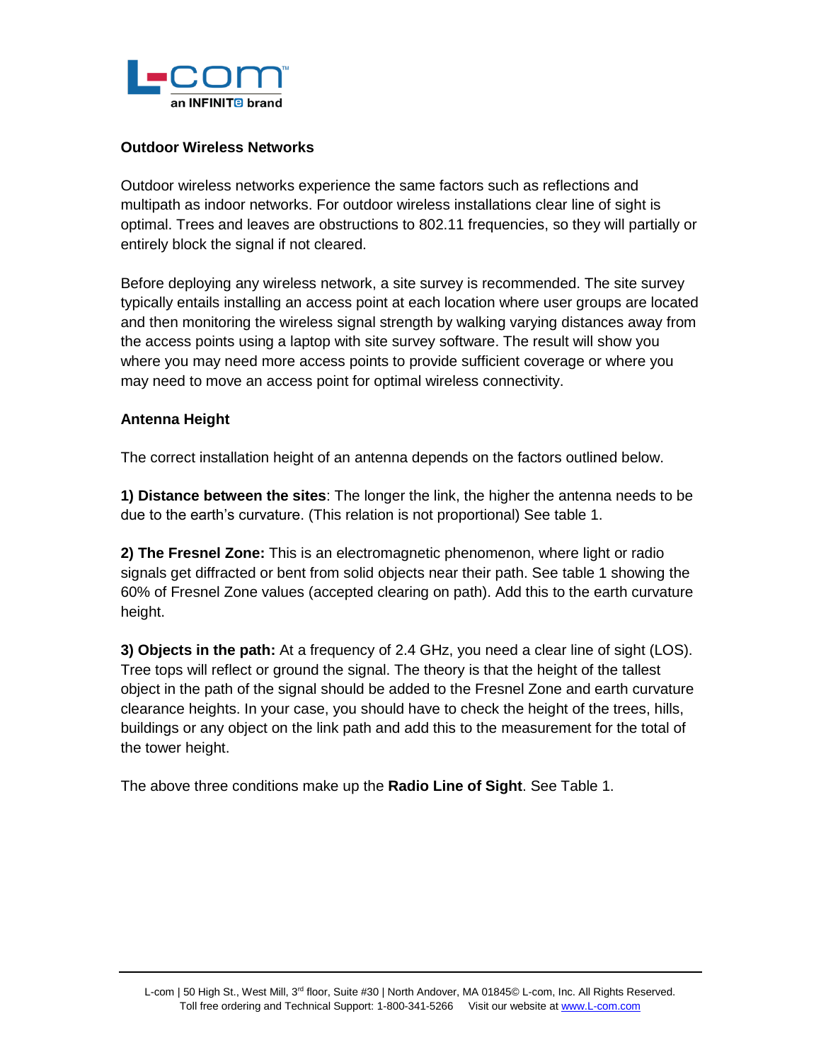**Outdoor Wireless Networks**

Outdoor wireless networks experience the same factors such as reflections and multipath as indoor networks. For outdoor wireless installations clear line of sight is optimal. Trees and leaves are obstructions to 802.11 frequencies, so they will partially or entirely block the signal if not cleared.

Before deploying any wireless network, a site survey is recommended. The site survey typically entails installing an access point at each location where user groups are located and then monitoring the wireless signal strength by walking varying distances away from the access points using a laptop with site survey software. The result will show you where you may need more access points to provide sufficient coverage or where you may need to move an access point for optimal wireless connectivity.

**Antenna Height**

The correct installation height of an antenna depends on the factors outlined below.

**1) Distance between the sites**: The longer the link, the higher the antenna needs to be due to the earth's curvature. (This relation is not proportional) See table 1.

**2) The Fresnel Zone:** This is an electromagnetic phenomenon, where light or radio signals get diffracted or bent from solid objects near their path. See table 1 showing the 60% of Fresnel Zone values (accepted clearing on path). Add this to the earth curvature height.

**3) Objects in the path:** At a frequency of 2.4 GHz, you need a clear line of sight (LOS). Tree tops will reflect or ground the signal. The theory is that the height of the tallest object in the path of the signal should be added to the Fresnel Zone and earth curvature clearance heights. In your case, you should have to check the height of the trees, hills, buildings or any object on the link path and add this to the measurement for the total of the tower height.

The above three conditions make up the **Radio Line of Sight**. See Table 1.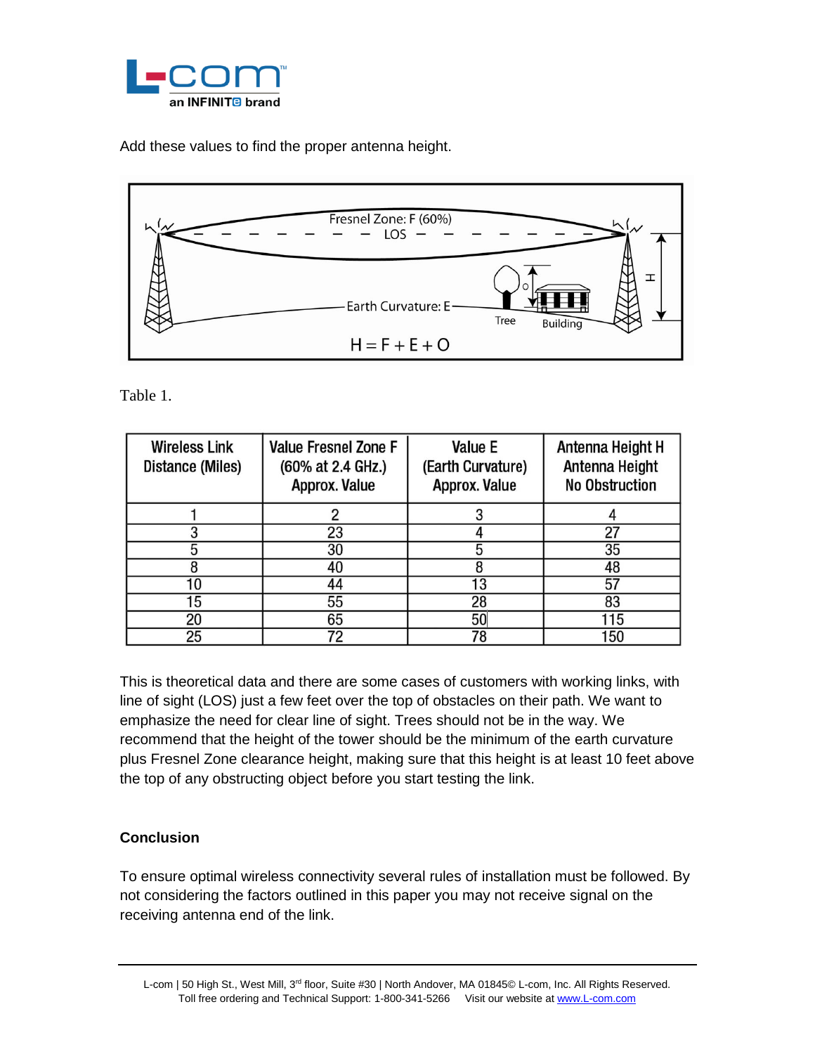Add these values to find the proper antenna height.

$$H = F + E + O$$

Table 1.

| Wireless Link Distance (Miles) | Value Fresnel Zone F (60% at 2.4 GHz.) Approx. Value | Value E (Earth Curvature) Approx. Value | Antenna Height H Antenna Height No Obstruction |
|---|---|---|---|
| 1 | 2 | 3 | 4 |
| 3 | 23 | 4 | 27 |
| 5 | 30 | 5 | 35 |
| 8 | 40 | 8 | 48 |
| 10 | 44 | 13 | 57 |
| 15 | 55 | 28 | 83 |
| 20 | 65 | 50 | 115 |
| 25 | 72 | 78 | 150 |

This is theoretical data and there are some cases of customers with working links, with line of sight (LOS) just a few feet over the top of obstacles on their path. We want to emphasize the need for clear line of sight. Trees should not be in the way. We recommend that the height of the tower should be the minimum of the earth curvature plus Fresnel Zone clearance height, making sure that this height is at least 10 feet above the top of any obstructing object before you start testing the link.

**Conclusion**

To ensure optimal wireless connectivity several rules of installation must be followed. By not considering the factors outlined in this paper you may not receive signal on the receiving antenna end of the link.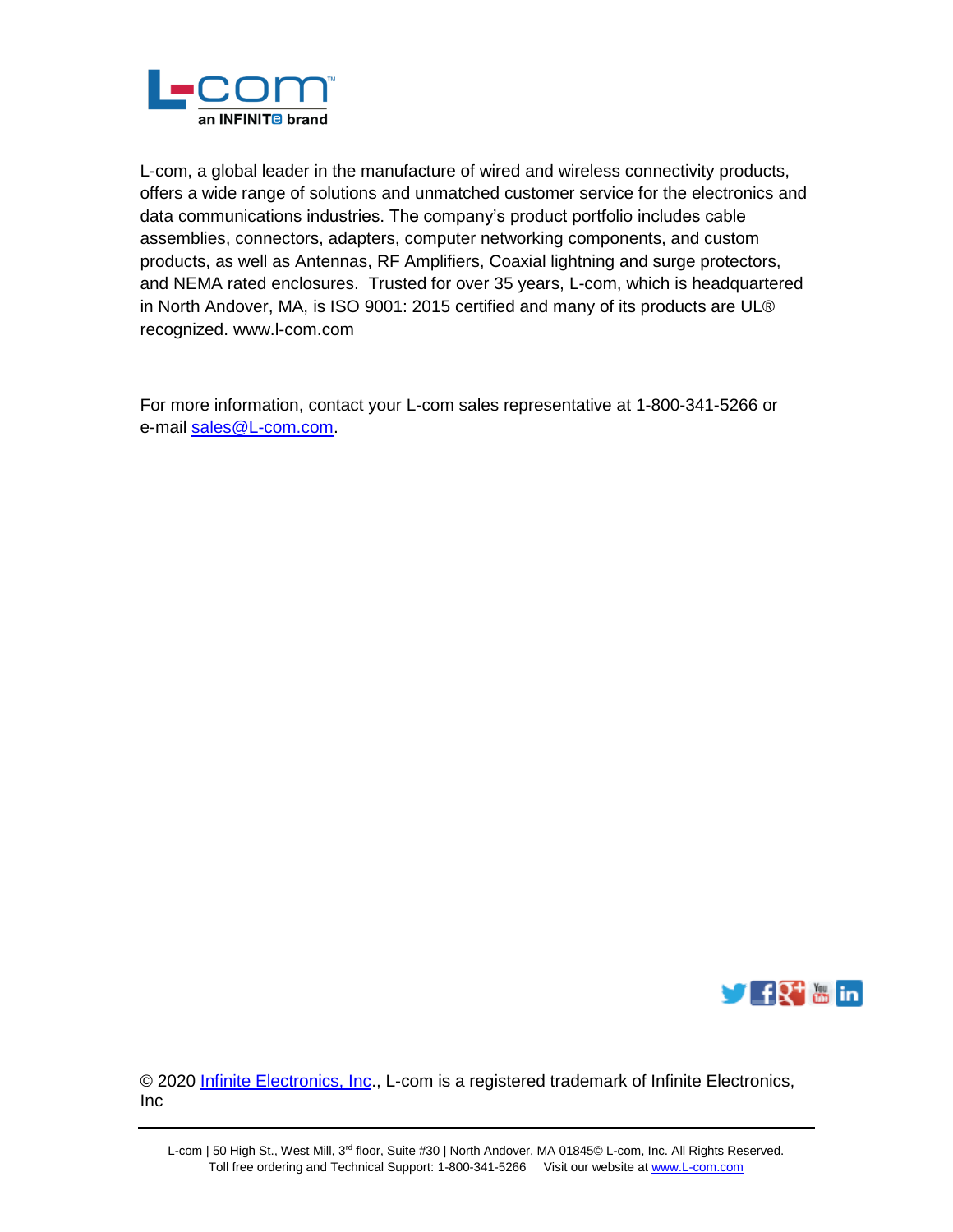L-com, a global leader in the manufacture of wired and wireless connectivity products, offers a wide range of solutions and unmatched customer service for the electronics and data communications industries. The company's product portfolio includes cable assemblies, connectors, adapters, computer networking components, and custom products, as well as Antennas, RF Amplifiers, Coaxial lightning and surge protectors, and NEMA rated enclosures. Trusted for over 35 years, L-com, which is headquartered in North Andover, MA, is ISO 9001: 2015 certified and many of its products are UL® recognized. www.l-com.com

For more information, contact your L-com sales representative at 1-800-341-5266 or e-mail sales@L-com.com.

© 2020 Infinite Electronics, Inc., L-com is a registered trademark of Infinite Electronics, Inc

L-com | 50 High St., West Mill, 3rd floor, Suite #30 | North Andover, MA 01845© L-com, Inc. All Rights Reserved.
Toll free ordering and Technical Support: 1-800-341-5266 Visit our website at www.L-com.com